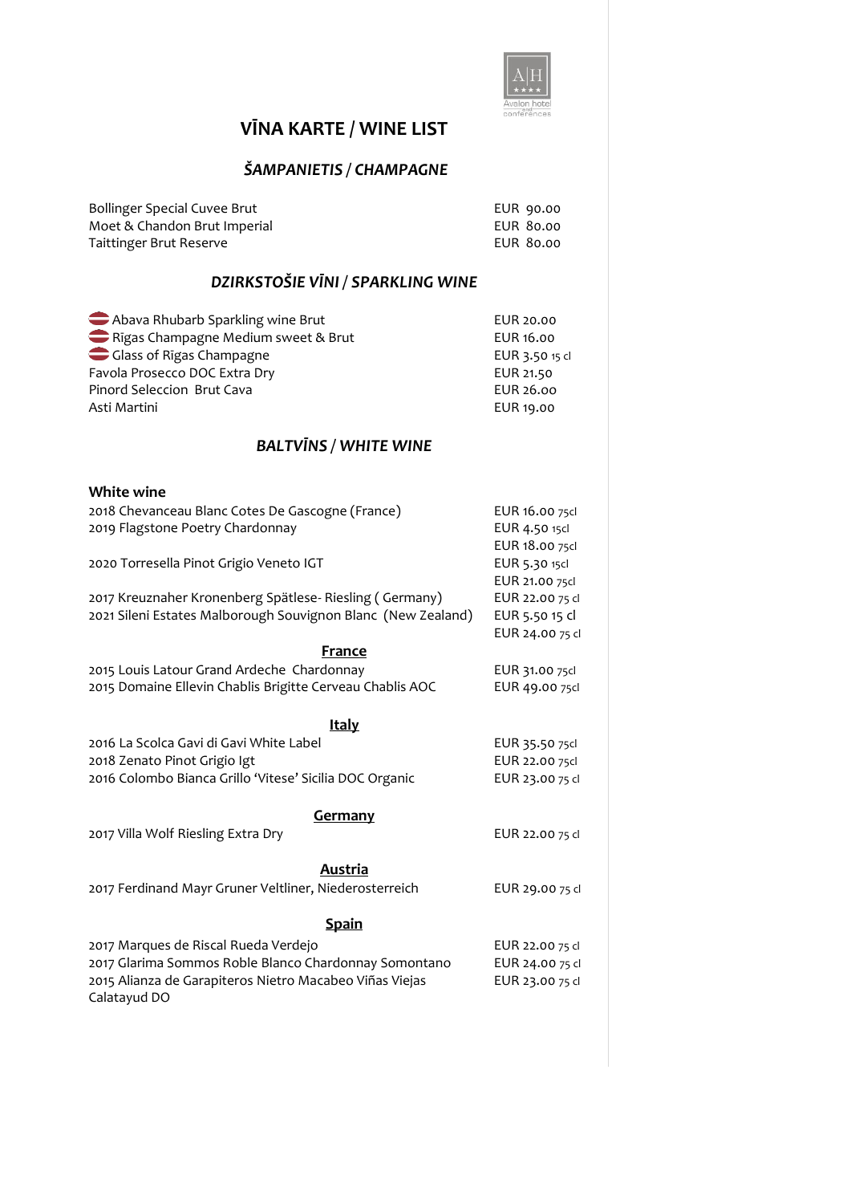# VĪNA KARTE / WINE LIST

## *ŠAMPANIETIS / CHAMPAGNE*

| | |
|---|---|
| Bollinger Special Cuvee Brut | EUR 90.00 |
| Moet & Chandon Brut Imperial | EUR 80.00 |
| Taittinger Brut Reserve | EUR 80.00 |

## *DZIRKSTOŠIE VĪNI / SPARKLING WINE*

| | |
|---|---|
| Abava Rhubarb Sparkling wine Brut | EUR 20.00 |
| Rigas Champagne Medium sweet & Brut | EUR 16.00 |
| Glass of Rīgas Champagne | EUR 3.50 15 cl |
| Favola Prosecco DOC Extra Dry | EUR 21.50 |
| Pinord Seleccion Brut Cava | EUR 26.00 |
| Asti Martini | EUR 19.00 |

## *BALTVĪNS / WHITE WINE*

**White wine**

| | |
|---|---|
| 2018 Chevanceau Blanc Cotes De Gascogne (France) | EUR 16.00 75cl |
| 2019 Flagstone Poetry Chardonnay | EUR 4.50 15cl |
| | EUR 18.00 75cl |
| 2020 Torresella Pinot Grigio Veneto IGT | EUR 5.30 15cl |
| | EUR 21.00 75cl |
| 2017 Kreuznaher Kronenberg Spätlese- Riesling ( Germany) | EUR 22.00 75 cl |
| 2021 Sileni Estates Malborough Souvignon Blanc (New Zealand) | EUR 5.50 15 cl |
| | EUR 24.00 75 cl |

**France**

| | |
|---|---|
| 2015 Louis Latour Grand Ardeche Chardonnay | EUR 31.00 75cl |
| 2015 Domaine Ellevin Chablis Brigitte Cerveau Chablis AOC | EUR 49.00 75cl |

**Italy**

| | |
|---|---|
| 2016 La Scolca Gavi di Gavi White Label | EUR 35.50 75cl |
| 2018 Zenato Pinot Grigio Igt | EUR 22.00 75cl |
| 2016 Colombo Bianca Grillo 'Vitese' Sicilia DOC Organic | EUR 23.00 75 cl |

**Germany**

| | |
|---|---|
| 2017 Villa Wolf Riesling Extra Dry | EUR 22.00 75 cl |

**Austria**

| | |
|---|---|
| 2017 Ferdinand Mayr Gruner Veltliner, Niederosterreich | EUR 29.00 75 cl |

**Spain**

| | |
|---|---|
| 2017 Marques de Riscal Rueda Verdejo | EUR 22.00 75 cl |
| 2017 Glarima Sommos Roble Blanco Chardonnay Somontano | EUR 24.00 75 cl |
| 2015 Alianza de Garapiteros Nietro Macabeo Viñas Viejas Calatayud DO | EUR 23.00 75 cl |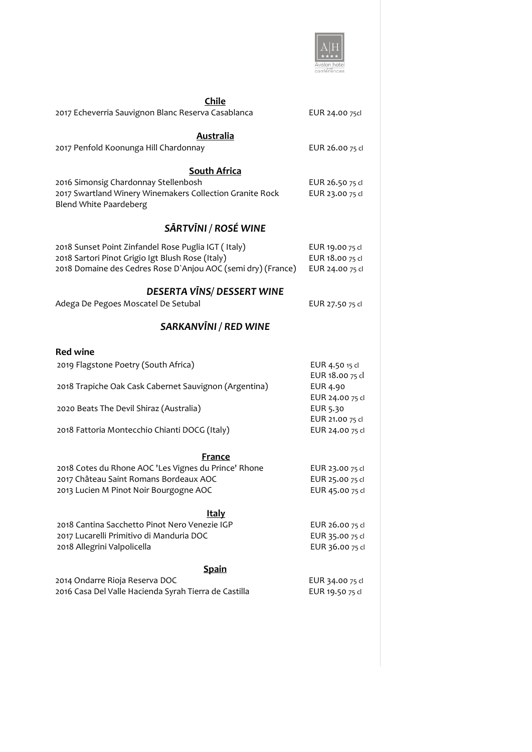### Chile

2017 Echeverria Sauvignon Blanc Reserva Casablanca — EUR 24.00 75cl

### Australia

2017 Penfold Koonunga Hill Chardonnay — EUR 26.00 75 cl

### South Africa

2016 Simonsig Chardonnay Stellenbosh — EUR 26.50 75 cl
2017 Swartland Winery Winemakers Collection Granite Rock Blend White Paardeberg — EUR 23.00 75 cl

## *SĀRTVĪNI / ROSÉ WINE*

2018 Sunset Point Zinfandel Rose Puglia IGT ( Italy) — EUR 19.00 75 cl
2018 Sartori Pinot Grigio Igt Blush Rose (Italy) — EUR 18.00 75 cl
2018 Domaine des Cedres Rose D`Anjou AOC (semi dry) (France) — EUR 24.00 75 cl

## *DESERTA VĪNS/ DESSERT WINE*

Adega De Pegoes Moscatel De Setubal — EUR 27.50 75 cl

## *SARKANVĪNI / RED WINE*

**Red wine**

2019 Flagstone Poetry (South Africa) — EUR 4.50 15 cl / EUR 18.00 75 cl
2018 Trapiche Oak Cask Cabernet Sauvignon (Argentina) — EUR 4.90 / EUR 24.00 75 cl
2020 Beats The Devil Shiraz (Australia) — EUR 5.30 / EUR 21.00 75 cl
2018 Fattoria Montecchio Chianti DOCG (Italy) — EUR 24.00 75 cl

### France

2018 Cotes du Rhone AOC 'Les Vignes du Prince' Rhone — EUR 23.00 75 cl
2017 Château Saint Romans Bordeaux AOC — EUR 25.00 75 cl
2013 Lucien M Pinot Noir Bourgogne AOC — EUR 45.00 75 cl

### Italy

2018 Cantina Sacchetto Pinot Nero Venezie IGP — EUR 26.00 75 cl
2017 Lucarelli Primitivo di Manduria DOC — EUR 35.00 75 cl
2018 Allegrini Valpolicella — EUR 36.00 75 cl

### Spain

2014 Ondarre Rioja Reserva DOC — EUR 34.00 75 cl
2016 Casa Del Valle Hacienda Syrah Tierra de Castilla — EUR 19.50 75 cl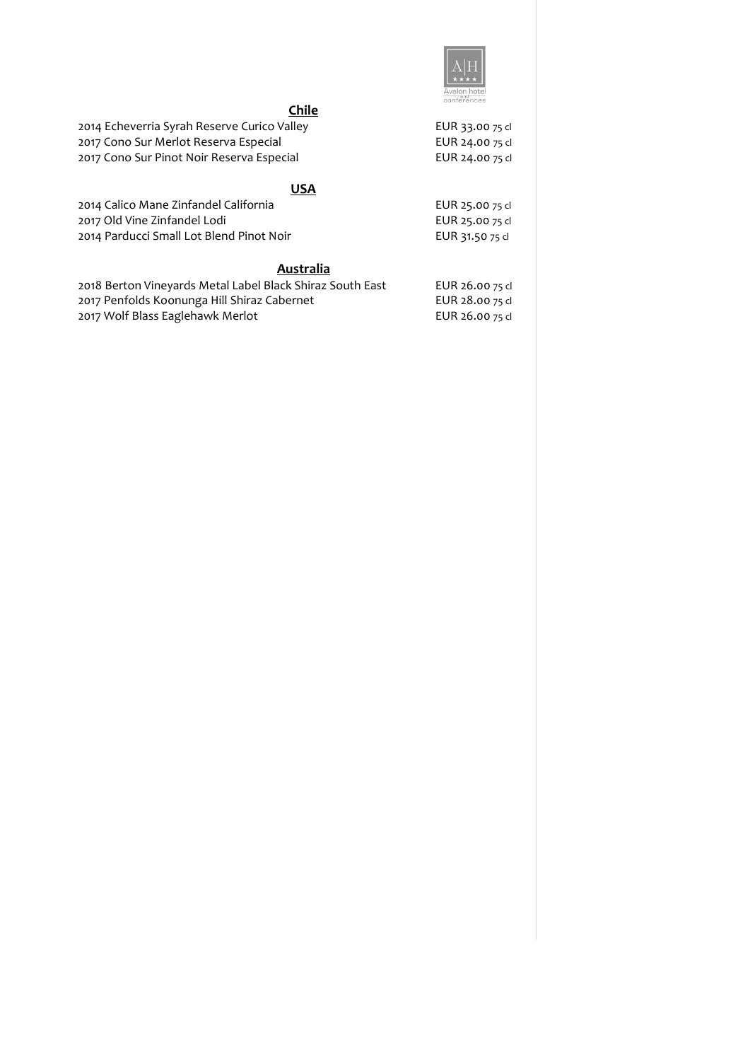## Chile

| | |
|---|---|
| 2014 Echeverria Syrah Reserve Curico Valley | EUR 33.00 75 cl |
| 2017 Cono Sur Merlot Reserva Especial | EUR 24.00 75 cl |
| 2017 Cono Sur Pinot Noir Reserva Especial | EUR 24.00 75 cl |

## USA

| | |
|---|---|
| 2014 Calico Mane Zinfandel California | EUR 25.00 75 cl |
| 2017 Old Vine Zinfandel Lodi | EUR 25.00 75 cl |
| 2014 Parducci Small Lot Blend Pinot Noir | EUR 31.50 75 cl |

## Australia

| | |
|---|---|
| 2018 Berton Vineyards Metal Label Black Shiraz South East | EUR 26.00 75 cl |
| 2017 Penfolds Koonunga Hill Shiraz Cabernet | EUR 28.00 75 cl |
| 2017 Wolf Blass Eaglehawk Merlot | EUR 26.00 75 cl |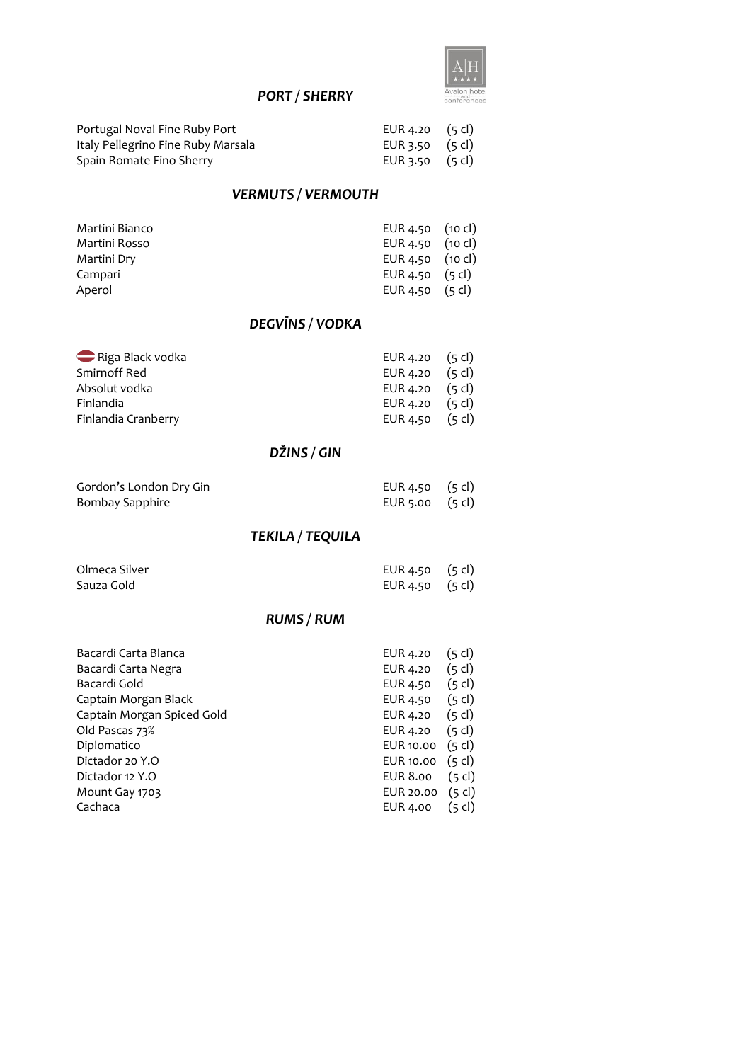## *PORT / SHERRY*

| | | |
|---|---|---|
| Portugal Noval Fine Ruby Port | EUR 4.20 | (5 cl) |
| Italy Pellegrino Fine Ruby Marsala | EUR 3.50 | (5 cl) |
| Spain Romate Fino Sherry | EUR 3.50 | (5 cl) |

## *VERMUTS / VERMOUTH*

| | | |
|---|---|---|
| Martini Bianco | EUR 4.50 | (10 cl) |
| Martini Rosso | EUR 4.50 | (10 cl) |
| Martini Dry | EUR 4.50 | (10 cl) |
| Campari | EUR 4.50 | (5 cl) |
| Aperol | EUR 4.50 | (5 cl) |

## *DEGVĪNS / VODKA*

| | | |
|---|---|---|
| Riga Black vodka | EUR 4.20 | (5 cl) |
| Smirnoff Red | EUR 4.20 | (5 cl) |
| Absolut vodka | EUR 4.20 | (5 cl) |
| Finlandia | EUR 4.20 | (5 cl) |
| Finlandia Cranberry | EUR 4.50 | (5 cl) |

## *DŽINS / GIN*

| | | |
|---|---|---|
| Gordon's London Dry Gin | EUR 4.50 | (5 cl) |
| Bombay Sapphire | EUR 5.00 | (5 cl) |

## *TEKILA / TEQUILA*

| | | |
|---|---|---|
| Olmeca Silver | EUR 4.50 | (5 cl) |
| Sauza Gold | EUR 4.50 | (5 cl) |

## *RUMS / RUM*

| | | |
|---|---|---|
| Bacardi Carta Blanca | EUR 4.20 | (5 cl) |
| Bacardi Carta Negra | EUR 4.20 | (5 cl) |
| Bacardi Gold | EUR 4.50 | (5 cl) |
| Captain Morgan Black | EUR 4.50 | (5 cl) |
| Captain Morgan Spiced Gold | EUR 4.20 | (5 cl) |
| Old Pascas 73% | EUR 4.20 | (5 cl) |
| Diplomatico | EUR 10.00 | (5 cl) |
| Dictador 20 Y.O | EUR 10.00 | (5 cl) |
| Dictador 12 Y.O | EUR 8.00 | (5 cl) |
| Mount Gay 1703 | EUR 20.00 | (5 cl) |
| Cachaca | EUR 4.00 | (5 cl) |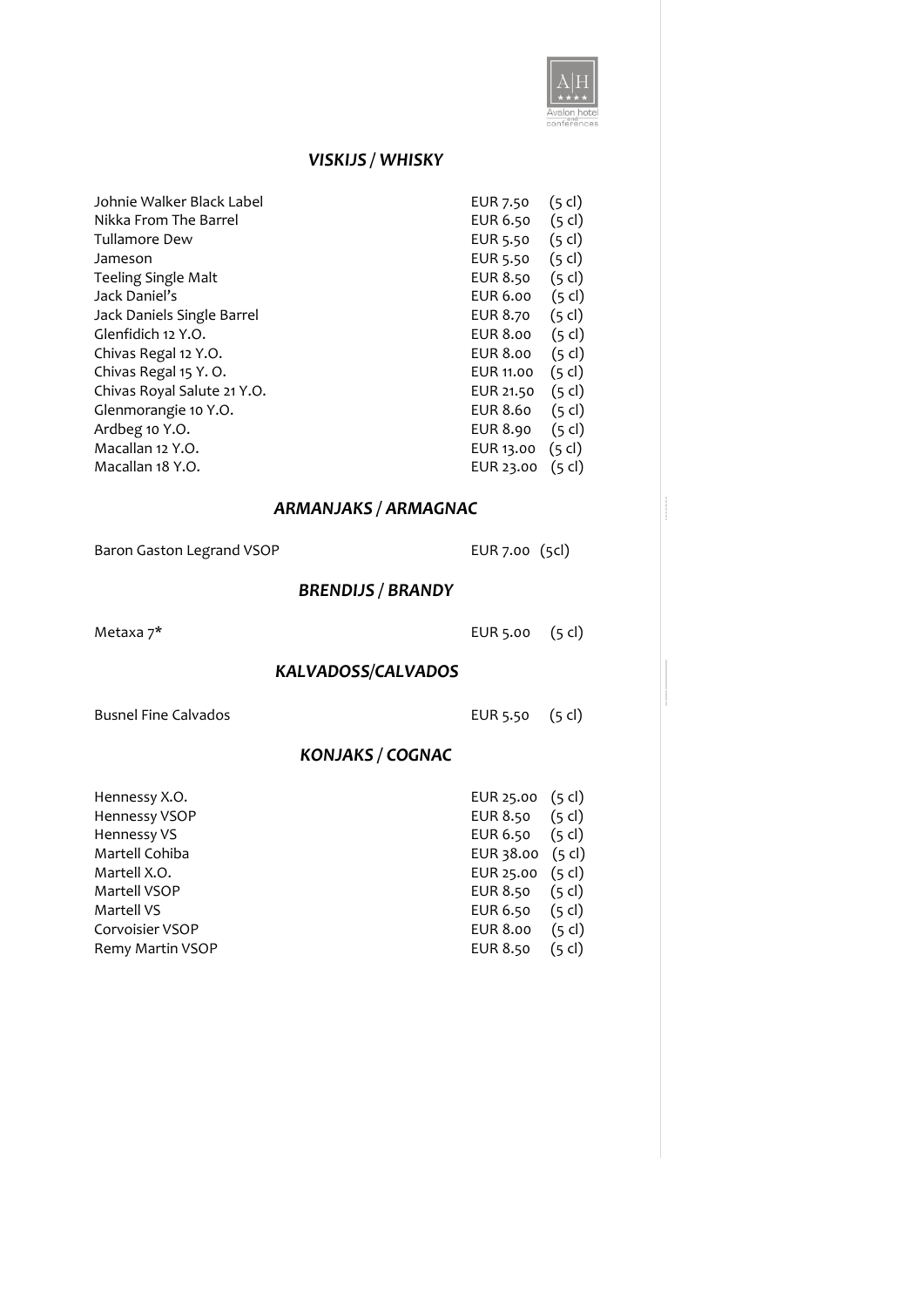## *VISKIJS / WHISKY*

| | | |
|---|---|---|
| Johnie Walker Black Label | EUR 7.50 | (5 cl) |
| Nikka From The Barrel | EUR 6.50 | (5 cl) |
| Tullamore Dew | EUR 5.50 | (5 cl) |
| Jameson | EUR 5.50 | (5 cl) |
| Teeling Single Malt | EUR 8.50 | (5 cl) |
| Jack Daniel's | EUR 6.00 | (5 cl) |
| Jack Daniels Single Barrel | EUR 8.70 | (5 cl) |
| Glenfidich 12 Y.O. | EUR 8.00 | (5 cl) |
| Chivas Regal 12 Y.O. | EUR 8.00 | (5 cl) |
| Chivas Regal 15 Y. O. | EUR 11.00 | (5 cl) |
| Chivas Royal Salute 21 Y.O. | EUR 21.50 | (5 cl) |
| Glenmorangie 10 Y.O. | EUR 8.60 | (5 cl) |
| Ardbeg 10 Y.O. | EUR 8.90 | (5 cl) |
| Macallan 12 Y.O. | EUR 13.00 | (5 cl) |
| Macallan 18 Y.O. | EUR 23.00 | (5 cl) |

## *ARMANJAKS / ARMAGNAC*

| | | |
|---|---|---|
| Baron Gaston Legrand VSOP | EUR 7.00 | (5cl) |

## *BRENDIJS / BRANDY*

| | | |
|---|---|---|
| Metaxa 7* | EUR 5.00 | (5 cl) |

## *KALVADOSS/CALVADOS*

| | | |
|---|---|---|
| Busnel Fine Calvados | EUR 5.50 | (5 cl) |

## *KONJAKS / COGNAC*

| | | |
|---|---|---|
| Hennessy X.O. | EUR 25.00 | (5 cl) |
| Hennessy VSOP | EUR 8.50 | (5 cl) |
| Hennessy VS | EUR 6.50 | (5 cl) |
| Martell Cohiba | EUR 38.00 | (5 cl) |
| Martell X.O. | EUR 25.00 | (5 cl) |
| Martell VSOP | EUR 8.50 | (5 cl) |
| Martell VS | EUR 6.50 | (5 cl) |
| Corvoisier VSOP | EUR 8.00 | (5 cl) |
| Remy Martin VSOP | EUR 8.50 | (5 cl) |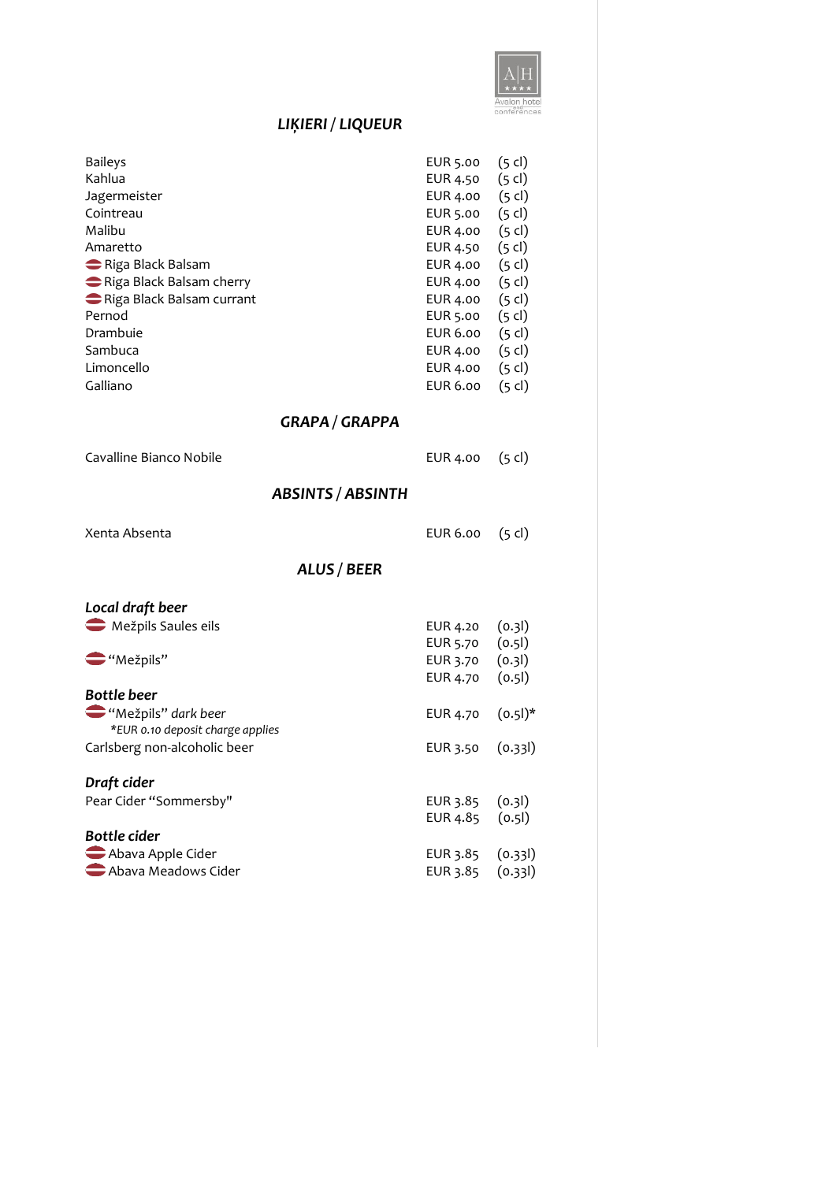## *LIĶIERI / LIQUEUR*

| | | |
|---|---|---|
| Baileys | EUR 5.00 | (5 cl) |
| Kahlua | EUR 4.50 | (5 cl) |
| Jagermeister | EUR 4.00 | (5 cl) |
| Cointreau | EUR 5.00 | (5 cl) |
| Malibu | EUR 4.00 | (5 cl) |
| Amaretto | EUR 4.50 | (5 cl) |
| Riga Black Balsam | EUR 4.00 | (5 cl) |
| Riga Black Balsam cherry | EUR 4.00 | (5 cl) |
| Riga Black Balsam currant | EUR 4.00 | (5 cl) |
| Pernod | EUR 5.00 | (5 cl) |
| Drambuie | EUR 6.00 | (5 cl) |
| Sambuca | EUR 4.00 | (5 cl) |
| Limoncello | EUR 4.00 | (5 cl) |
| Galliano | EUR 6.00 | (5 cl) |

## *GRAPA / GRAPPA*

| | | |
|---|---|---|
| Cavalline Bianco Nobile | EUR 4.00 | (5 cl) |

## *ABSINTS / ABSINTH*

| | | |
|---|---|---|
| Xenta Absenta | EUR 6.00 | (5 cl) |

## *ALUS / BEER*

***Local draft beer***

| | | |
|---|---|---|
| Mežpils Saules eils | EUR 4.20 | (0.3l) |
| | EUR 5.70 | (0.5l) |
| "Mežpils" | EUR 3.70 | (0.3l) |
| | EUR 4.70 | (0.5l) |

***Bottle beer***

| | | |
|---|---|---|
| "Mežpils" *dark beer* <br> *\*EUR 0.10 deposit charge applies* | EUR 4.70 | (0.5l)* |
| Carlsberg non-alcoholic beer | EUR 3.50 | (0.33l) |

***Draft cider***

| | | |
|---|---|---|
| Pear Cider "Sommersby" | EUR 3.85 | (0.3l) |
| | EUR 4.85 | (0.5l) |

***Bottle cider***

| | | |
|---|---|---|
| Abava Apple Cider | EUR 3.85 | (0.33l) |
| Abava Meadows Cider | EUR 3.85 | (0.33l) |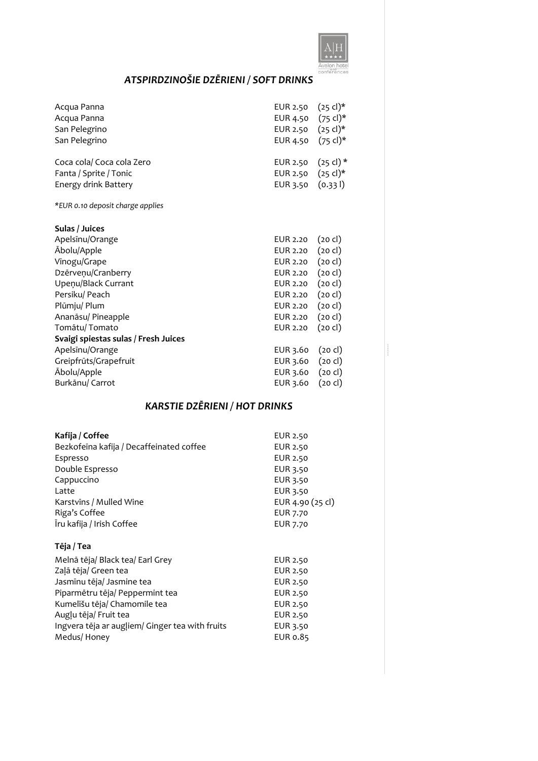## *ATSPIRDZINOŠIE DZĒRIENI / SOFT DRINKS*

| | | |
|---|---|---|
| Acqua Panna | EUR 2.50 | (25 cl)* |
| Acqua Panna | EUR 4.50 | (75 cl)* |
| San Pelegrino | EUR 2.50 | (25 cl)* |
| San Pelegrino | EUR 4.50 | (75 cl)* |
| Coca cola/ Coca cola Zero | EUR 2.50 | (25 cl) * |
| Fanta / Sprite / Tonic | EUR 2.50 | (25 cl)* |
| Energy drink Battery | EUR 3.50 | (0.33 l) |

*\*EUR 0.10 deposit charge applies*

**Sulas / Juices**

| | | |
|---|---|---|
| Apelsīnu/Orange | EUR 2.20 | (20 cl) |
| Ābolu/Apple | EUR 2.20 | (20 cl) |
| Vīnogu/Grape | EUR 2.20 | (20 cl) |
| Dzērveņu/Cranberry | EUR 2.20 | (20 cl) |
| Upeņu/Black Currant | EUR 2.20 | (20 cl) |
| Persiku/ Peach | EUR 2.20 | (20 cl) |
| Plūmju/ Plum | EUR 2.20 | (20 cl) |
| Ananāsu/ Pineapple | EUR 2.20 | (20 cl) |
| Tomātu/ Tomato | EUR 2.20 | (20 cl) |

**Svaigi spiestas sulas / Fresh Juices**

| | | |
|---|---|---|
| Apelsīnu/Orange | EUR 3.60 | (20 cl) |
| Greipfrūts/Grapefruit | EUR 3.60 | (20 cl) |
| Ābolu/Apple | EUR 3.60 | (20 cl) |
| Burkānu/ Carrot | EUR 3.60 | (20 cl) |

## *KARSTIE DZĒRIENI / HOT DRINKS*

| | |
|---|---|
| **Kafija / Coffee** | EUR 2.50 |
| Bezkofeīna kafija / Decaffeinated coffee | EUR 2.50 |
| Espresso | EUR 2.50 |
| Double Espresso | EUR 3.50 |
| Cappuccino | EUR 3.50 |
| Latte | EUR 3.50 |
| Karstvīns / Mulled Wine | EUR 4.90 (25 cl) |
| Riga's Coffee | EUR 7.70 |
| Īru kafija / Irish Coffee | EUR 7.70 |

**Tēja / Tea**

| | |
|---|---|
| Melnā tēja/ Black tea/ Earl Grey | EUR 2.50 |
| Zaļā tēja/ Green tea | EUR 2.50 |
| Jasmīnu tēja/ Jasmine tea | EUR 2.50 |
| Piparmētru tēja/ Peppermint tea | EUR 2.50 |
| Kumelīšu tēja/ Chamomile tea | EUR 2.50 |
| Augļu tēja/ Fruit tea | EUR 2.50 |
| Ingvera tēja ar augļiem/ Ginger tea with fruits | EUR 3.50 |
| Medus/ Honey | EUR 0.85 |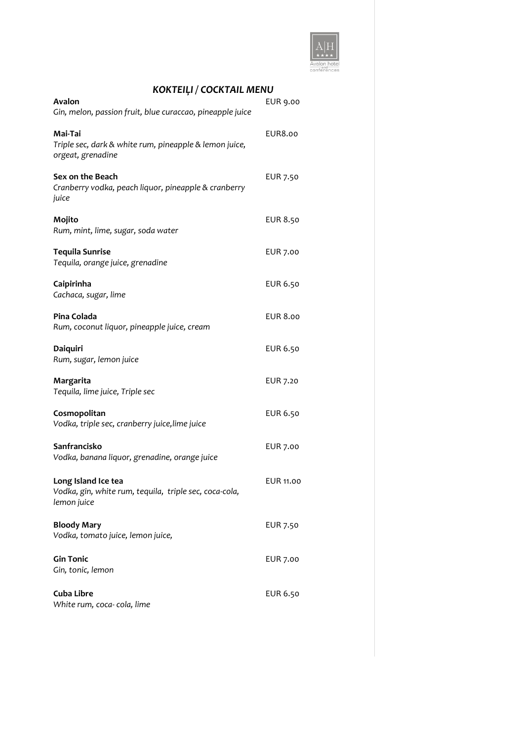## *KOKTEIĻI / COCKTAIL MENU*

**Avalon** EUR 9.00
*Gin, melon, passion fruit, blue curaccao, pineapple juice*

**Mai-Tai** EUR8.00
*Triple sec, dark & white rum, pineapple & lemon juice, orgeat, grenadine*

**Sex on the Beach** EUR 7.50
*Cranberry vodka, peach liquor, pineapple & cranberry juice*

**Mojito** EUR 8.50
*Rum, mint, lime, sugar, soda water*

**Tequila Sunrise** EUR 7.00
*Tequila, orange juice, grenadine*

**Caipirinha** EUR 6.50
*Cachaca, sugar, lime*

**Pina Colada** EUR 8.00
*Rum, coconut liquor, pineapple juice, cream*

**Daiquiri** EUR 6.50
*Rum, sugar, lemon juice*

**Margarita** EUR 7.20
*Tequila, lime juice, Triple sec*

**Cosmopolitan** EUR 6.50
*Vodka, triple sec, cranberry juice,lime juice*

**Sanfrancisko** EUR 7.00
*Vodka, banana liquor, grenadine, orange juice*

**Long Island Ice tea** EUR 11.00
*Vodka, gin, white rum, tequila, triple sec, coca-cola, lemon juice*

**Bloody Mary** EUR 7.50
*Vodka, tomato juice, lemon juice,*

**Gin Tonic** EUR 7.00
*Gin, tonic, lemon*

**Cuba Libre** EUR 6.50
*White rum, coca- cola, lime*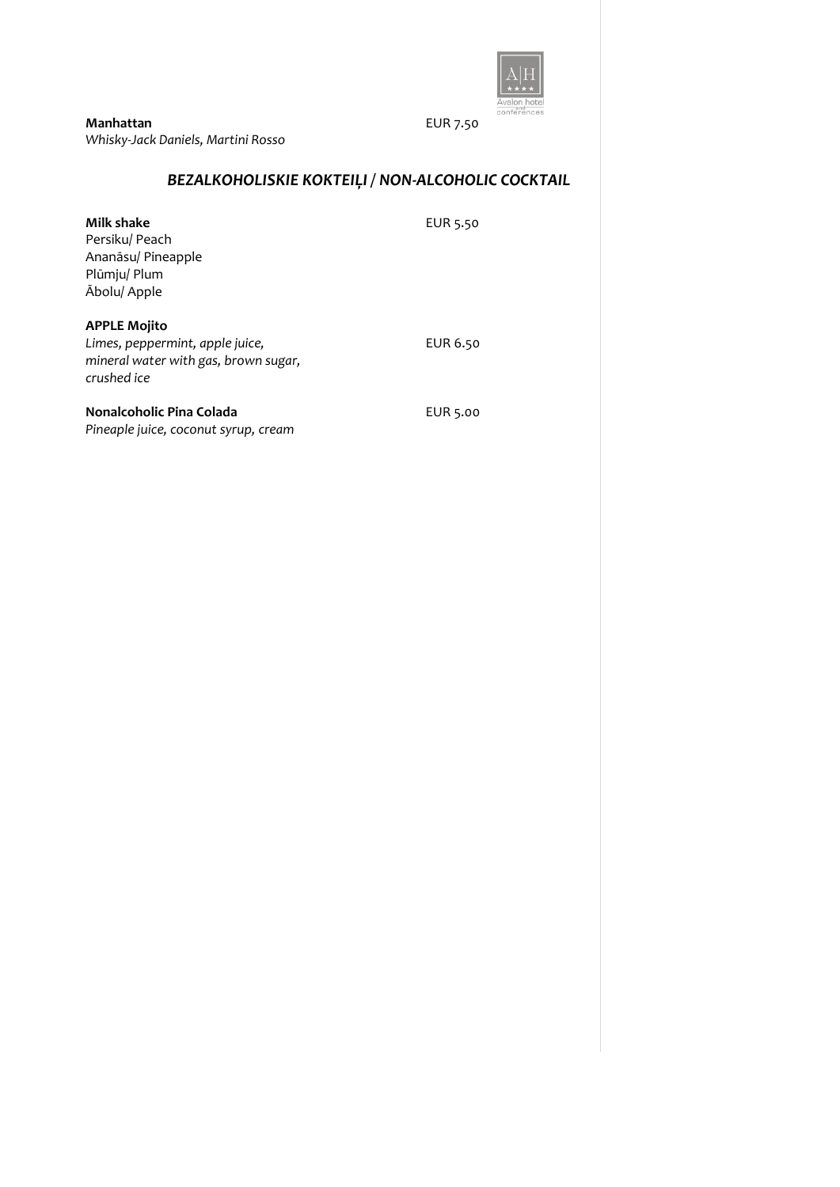**Manhattan** EUR 7.50
*Whisky-Jack Daniels, Martini Rosso*

## *BEZALKOHOLISKIE KOKTEIĻI / NON-ALCOHOLIC COCKTAIL*

**Milk shake** EUR 5.50
Persiku/ Peach
Ananāsu/ Pineapple
Plūmju/ Plum
Ābolu/ Apple

**APPLE Mojito**
*Limes, peppermint, apple juice, mineral water with gas, brown sugar, crushed ice* EUR 6.50

**Nonalcoholic Pina Colada** EUR 5.00
*Pineaple juice, coconut syrup, cream*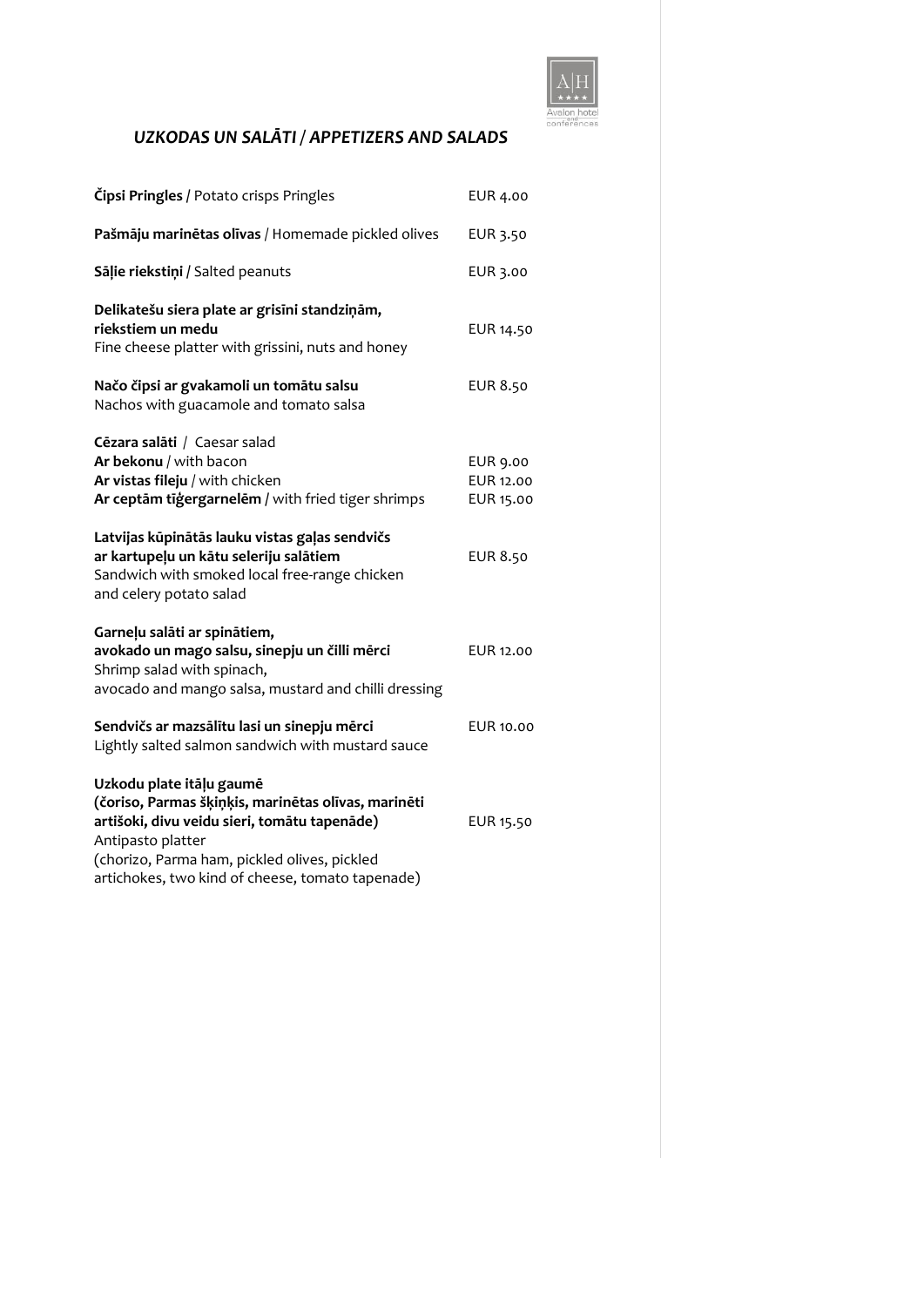## *UZKODAS UN SALĀTI / APPETIZERS AND SALADS*

| | |
|---|---|
| **Čipsi Pringles** / Potato crisps Pringles | EUR 4.00 |
| **Pašmāju marinētas olīvas** / Homemade pickled olives | EUR 3.50 |
| **Sāļie riekstiņi** / Salted peanuts | EUR 3.00 |
| **Delikatešu siera plate ar grisīni standziņām, riekstiem un medu**<br>Fine cheese platter with grissini, nuts and honey | EUR 14.50 |
| **Načo čipsi ar gvakamoli un tomātu salsu**<br>Nachos with guacamole and tomato salsa | EUR 8.50 |
| **Cēzara salāti** / Caesar salad | |
| **Ar bekonu** / with bacon | EUR 9.00 |
| **Ar vistas fileju** / with chicken | EUR 12.00 |
| **Ar ceptām tīģergarnelēm** / with fried tiger shrimps | EUR 15.00 |
| **Latvijas kūpinātās lauku vistas gaļas sendvičs ar kartupeļu un kātu seleriju salātiem**<br>Sandwich with smoked local free-range chicken and celery potato salad | EUR 8.50 |
| **Garneļu salāti ar spinātiem, avokado un mago salsu, sinepju un čilli mērci**<br>Shrimp salad with spinach, avocado and mango salsa, mustard and chilli dressing | EUR 12.00 |
| **Sendvičs ar mazsālītu lasi un sinepju mērci**<br>Lightly salted salmon sandwich with mustard sauce | EUR 10.00 |
| **Uzkodu plate itāļu gaumē (čoriso, Parmas šķiņķis, marinētas olīvas, marinēti artišoki, divu veidu sieri, tomātu tapenāde)**<br>Antipasto platter (chorizo, Parma ham, pickled olives, pickled artichokes, two kind of cheese, tomato tapenade) | EUR 15.50 |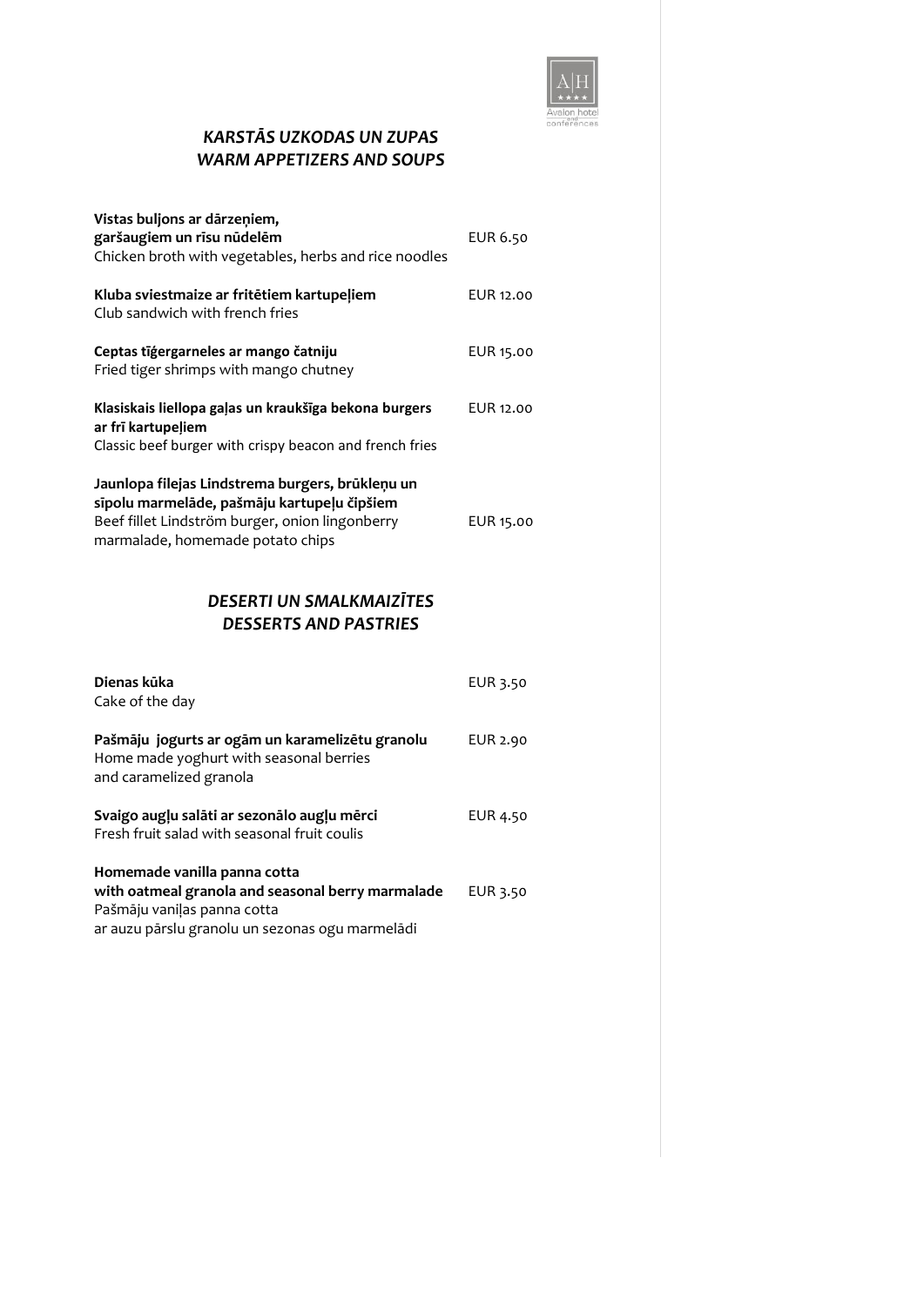## *KARSTĀS UZKODAS UN ZUPAS*
## *WARM APPETIZERS AND SOUPS*

**Vistas buljons ar dārzeņiem, garšaugiem un rīsu nūdelēm** EUR 6.50
Chicken broth with vegetables, herbs and rice noodles

**Kluba sviestmaize ar fritētiem kartupeļiem** EUR 12.00
Club sandwich with french fries

**Ceptas tīģergarneles ar mango čatniju** EUR 15.00
Fried tiger shrimps with mango chutney

**Klasiskais liellopa gaļas un kraukšīga bekona burgers ar frī kartupeļiem** EUR 12.00
Classic beef burger with crispy beacon and french fries

**Jaunlopa filejas Lindstrema burgers, brūkleņu un sīpolu marmelāde, pašmāju kartupeļu čipšiem**
Beef fillet Lindström burger, onion lingonberry marmalade, homemade potato chips EUR 15.00

## *DESERTI UN SMALKMAIZĪTES*
## *DESSERTS AND PASTRIES*

**Dienas kūka** EUR 3.50
Cake of the day

**Pašmāju jogurts ar ogām un karamelizētu granolu** EUR 2.90
Home made yoghurt with seasonal berries and caramelized granola

**Svaigo augļu salāti ar sezonālo augļu mērci** EUR 4.50
Fresh fruit salad with seasonal fruit coulis

**Homemade vanilla panna cotta with oatmeal granola and seasonal berry marmalade** EUR 3.50
Pašmāju vaniļas panna cotta ar auzu pārslu granolu un sezonas ogu marmelādi